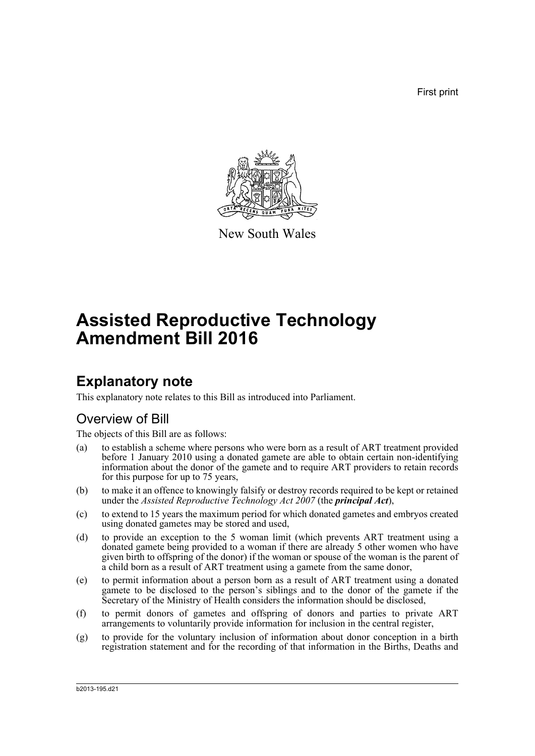First print

New South Wales

# Assisted Reproductive Technology Amendment Bill 2016

## Explanatory note

This explanatory note relates to this Bill as introduced into Parliament.

### Overview of Bill

The objects of this Bill are as follows:

(a) to establish a scheme where persons who were born as a result of ART treatment provided before 1 January 2010 using a donated gamete are able to obtain certain non-identifying information about the donor of the gamete and to require ART providers to retain records for this purpose for up to 75 years,

(b) to make it an offence to knowingly falsify or destroy records required to be kept or retained under the *Assisted Reproductive Technology Act 2007* (the ***principal Act***),

(c) to extend to 15 years the maximum period for which donated gametes and embryos created using donated gametes may be stored and used,

(d) to provide an exception to the 5 woman limit (which prevents ART treatment using a donated gamete being provided to a woman if there are already 5 other women who have given birth to offspring of the donor) if the woman or spouse of the woman is the parent of a child born as a result of ART treatment using a gamete from the same donor,

(e) to permit information about a person born as a result of ART treatment using a donated gamete to be disclosed to the person's siblings and to the donor of the gamete if the Secretary of the Ministry of Health considers the information should be disclosed,

(f) to permit donors of gametes and offspring of donors and parties to private ART arrangements to voluntarily provide information for inclusion in the central register,

(g) to provide for the voluntary inclusion of information about donor conception in a birth registration statement and for the recording of that information in the Births, Deaths and

b2013-195.d21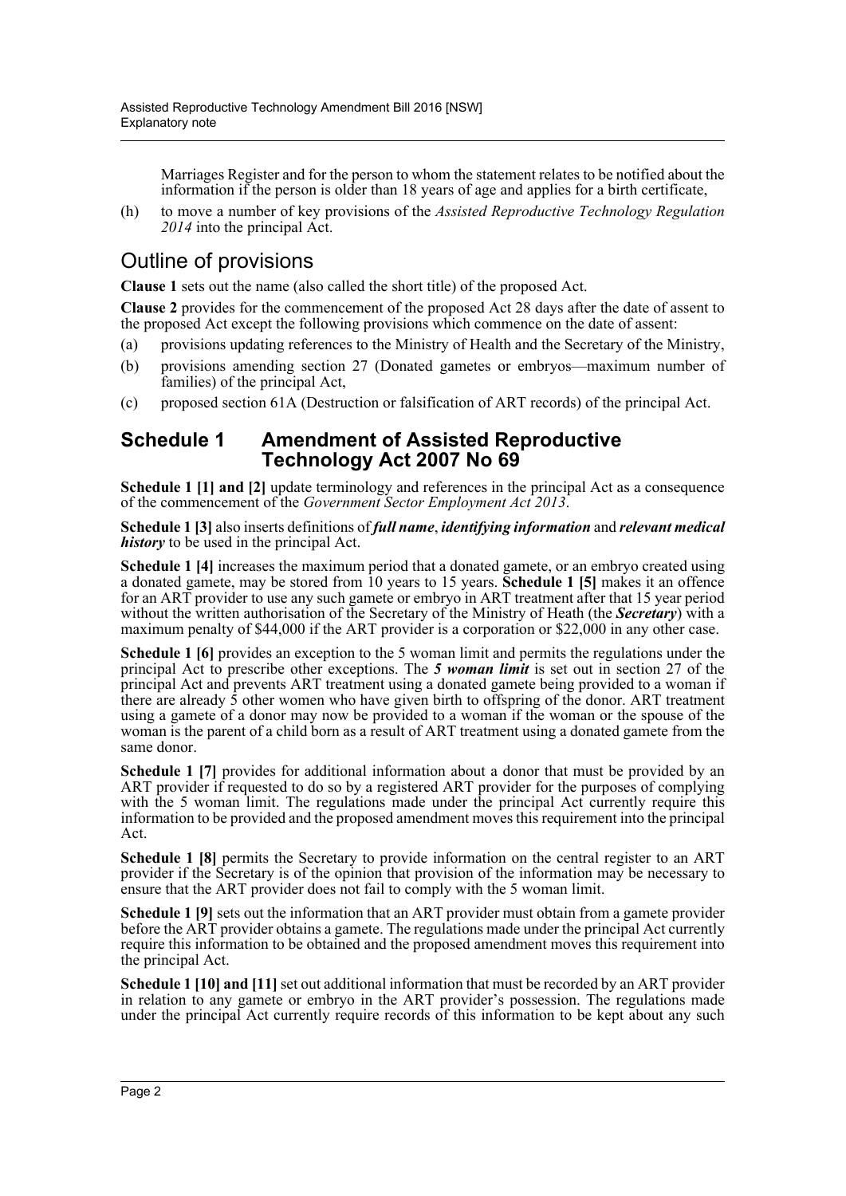Marriages Register and for the person to whom the statement relates to be notified about the information if the person is older than 18 years of age and applies for a birth certificate,

(h) to move a number of key provisions of the *Assisted Reproductive Technology Regulation 2014* into the principal Act.

## Outline of provisions

**Clause 1** sets out the name (also called the short title) of the proposed Act.

**Clause 2** provides for the commencement of the proposed Act 28 days after the date of assent to the proposed Act except the following provisions which commence on the date of assent:

(a) provisions updating references to the Ministry of Health and the Secretary of the Ministry,

(b) provisions amending section 27 (Donated gametes or embryos—maximum number of families) of the principal Act,

(c) proposed section 61A (Destruction or falsification of ART records) of the principal Act.

## Schedule 1 Amendment of Assisted Reproductive Technology Act 2007 No 69

**Schedule 1 [1] and [2]** update terminology and references in the principal Act as a consequence of the commencement of the *Government Sector Employment Act 2013*.

**Schedule 1 [3]** also inserts definitions of ***full name***, ***identifying information*** and ***relevant medical history*** to be used in the principal Act.

**Schedule 1 [4]** increases the maximum period that a donated gamete, or an embryo created using a donated gamete, may be stored from 10 years to 15 years. **Schedule 1 [5]** makes it an offence for an ART provider to use any such gamete or embryo in ART treatment after that 15 year period without the written authorisation of the Secretary of the Ministry of Heath (the ***Secretary***) with a maximum penalty of $44,000 if the ART provider is a corporation or $22,000 in any other case.

**Schedule 1 [6]** provides an exception to the 5 woman limit and permits the regulations under the principal Act to prescribe other exceptions. The ***5 woman limit*** is set out in section 27 of the principal Act and prevents ART treatment using a donated gamete being provided to a woman if there are already 5 other women who have given birth to offspring of the donor. ART treatment using a gamete of a donor may now be provided to a woman if the woman or the spouse of the woman is the parent of a child born as a result of ART treatment using a donated gamete from the same donor.

**Schedule 1 [7]** provides for additional information about a donor that must be provided by an ART provider if requested to do so by a registered ART provider for the purposes of complying with the 5 woman limit. The regulations made under the principal Act currently require this information to be provided and the proposed amendment moves this requirement into the principal Act.

**Schedule 1 [8]** permits the Secretary to provide information on the central register to an ART provider if the Secretary is of the opinion that provision of the information may be necessary to ensure that the ART provider does not fail to comply with the 5 woman limit.

**Schedule 1 [9]** sets out the information that an ART provider must obtain from a gamete provider before the ART provider obtains a gamete. The regulations made under the principal Act currently require this information to be obtained and the proposed amendment moves this requirement into the principal Act.

**Schedule 1 [10] and [11]** set out additional information that must be recorded by an ART provider in relation to any gamete or embryo in the ART provider's possession. The regulations made under the principal Act currently require records of this information to be kept about any such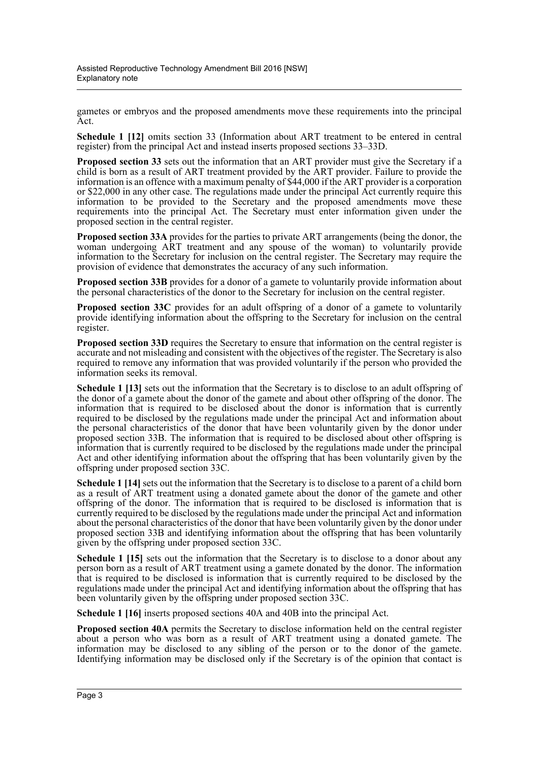gametes or embryos and the proposed amendments move these requirements into the principal Act.

**Schedule 1 [12]** omits section 33 (Information about ART treatment to be entered in central register) from the principal Act and instead inserts proposed sections 33–33D.

**Proposed section 33** sets out the information that an ART provider must give the Secretary if a child is born as a result of ART treatment provided by the ART provider. Failure to provide the information is an offence with a maximum penalty of $44,000 if the ART provider is a corporation or $22,000 in any other case. The regulations made under the principal Act currently require this information to be provided to the Secretary and the proposed amendments move these requirements into the principal Act. The Secretary must enter information given under the proposed section in the central register.

**Proposed section 33A** provides for the parties to private ART arrangements (being the donor, the woman undergoing ART treatment and any spouse of the woman) to voluntarily provide information to the Secretary for inclusion on the central register. The Secretary may require the provision of evidence that demonstrates the accuracy of any such information.

**Proposed section 33B** provides for a donor of a gamete to voluntarily provide information about the personal characteristics of the donor to the Secretary for inclusion on the central register.

**Proposed section 33C** provides for an adult offspring of a donor of a gamete to voluntarily provide identifying information about the offspring to the Secretary for inclusion on the central register.

**Proposed section 33D** requires the Secretary to ensure that information on the central register is accurate and not misleading and consistent with the objectives of the register. The Secretary is also required to remove any information that was provided voluntarily if the person who provided the information seeks its removal.

**Schedule 1 [13]** sets out the information that the Secretary is to disclose to an adult offspring of the donor of a gamete about the donor of the gamete and about other offspring of the donor. The information that is required to be disclosed about the donor is information that is currently required to be disclosed by the regulations made under the principal Act and information about the personal characteristics of the donor that have been voluntarily given by the donor under proposed section 33B. The information that is required to be disclosed about other offspring is information that is currently required to be disclosed by the regulations made under the principal Act and other identifying information about the offspring that has been voluntarily given by the offspring under proposed section 33C.

**Schedule 1 [14]** sets out the information that the Secretary is to disclose to a parent of a child born as a result of ART treatment using a donated gamete about the donor of the gamete and other offspring of the donor. The information that is required to be disclosed is information that is currently required to be disclosed by the regulations made under the principal Act and information about the personal characteristics of the donor that have been voluntarily given by the donor under proposed section 33B and identifying information about the offspring that has been voluntarily given by the offspring under proposed section 33C.

**Schedule 1 [15]** sets out the information that the Secretary is to disclose to a donor about any person born as a result of ART treatment using a gamete donated by the donor. The information that is required to be disclosed is information that is currently required to be disclosed by the regulations made under the principal Act and identifying information about the offspring that has been voluntarily given by the offspring under proposed section 33C.

**Schedule 1 [16]** inserts proposed sections 40A and 40B into the principal Act.

**Proposed section 40A** permits the Secretary to disclose information held on the central register about a person who was born as a result of ART treatment using a donated gamete. The information may be disclosed to any sibling of the person or to the donor of the gamete. Identifying information may be disclosed only if the Secretary is of the opinion that contact is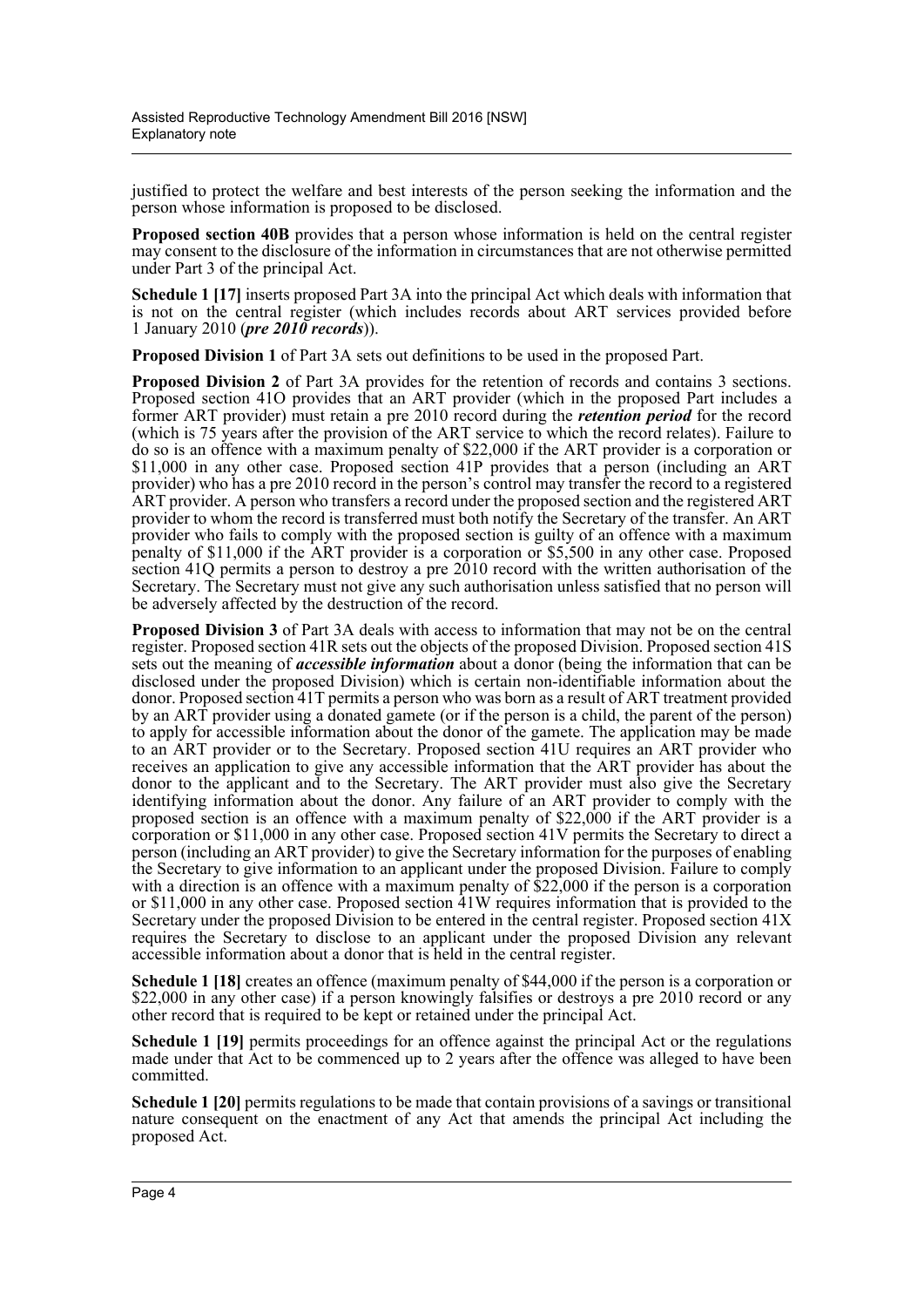justified to protect the welfare and best interests of the person seeking the information and the person whose information is proposed to be disclosed.

**Proposed section 40B** provides that a person whose information is held on the central register may consent to the disclosure of the information in circumstances that are not otherwise permitted under Part 3 of the principal Act.

**Schedule 1 [17]** inserts proposed Part 3A into the principal Act which deals with information that is not on the central register (which includes records about ART services provided before 1 January 2010 (***pre 2010 records***)).

**Proposed Division 1** of Part 3A sets out definitions to be used in the proposed Part.

**Proposed Division 2** of Part 3A provides for the retention of records and contains 3 sections. Proposed section 41O provides that an ART provider (which in the proposed Part includes a former ART provider) must retain a pre 2010 record during the ***retention period*** for the record (which is 75 years after the provision of the ART service to which the record relates). Failure to do so is an offence with a maximum penalty of $22,000 if the ART provider is a corporation or $11,000 in any other case. Proposed section 41P provides that a person (including an ART provider) who has a pre 2010 record in the person's control may transfer the record to a registered ART provider. A person who transfers a record under the proposed section and the registered ART provider to whom the record is transferred must both notify the Secretary of the transfer. An ART provider who fails to comply with the proposed section is guilty of an offence with a maximum penalty of $11,000 if the ART provider is a corporation or $5,500 in any other case. Proposed section 41Q permits a person to destroy a pre 2010 record with the written authorisation of the Secretary. The Secretary must not give any such authorisation unless satisfied that no person will be adversely affected by the destruction of the record.

**Proposed Division 3** of Part 3A deals with access to information that may not be on the central register. Proposed section 41R sets out the objects of the proposed Division. Proposed section 41S sets out the meaning of ***accessible information*** about a donor (being the information that can be disclosed under the proposed Division) which is certain non-identifiable information about the donor. Proposed section 41T permits a person who was born as a result of ART treatment provided by an ART provider using a donated gamete (or if the person is a child, the parent of the person) to apply for accessible information about the donor of the gamete. The application may be made to an ART provider or to the Secretary. Proposed section 41U requires an ART provider who receives an application to give any accessible information that the ART provider has about the donor to the applicant and to the Secretary. The ART provider must also give the Secretary identifying information about the donor. Any failure of an ART provider to comply with the proposed section is an offence with a maximum penalty of $22,000 if the ART provider is a corporation or $11,000 in any other case. Proposed section 41V permits the Secretary to direct a person (including an ART provider) to give the Secretary information for the purposes of enabling the Secretary to give information to an applicant under the proposed Division. Failure to comply with a direction is an offence with a maximum penalty of $22,000 if the person is a corporation or $11,000 in any other case. Proposed section 41W requires information that is provided to the Secretary under the proposed Division to be entered in the central register. Proposed section 41X requires the Secretary to disclose to an applicant under the proposed Division any relevant accessible information about a donor that is held in the central register.

**Schedule 1 [18]** creates an offence (maximum penalty of $44,000 if the person is a corporation or $22,000 in any other case) if a person knowingly falsifies or destroys a pre 2010 record or any other record that is required to be kept or retained under the principal Act.

**Schedule 1 [19]** permits proceedings for an offence against the principal Act or the regulations made under that Act to be commenced up to 2 years after the offence was alleged to have been committed.

**Schedule 1 [20]** permits regulations to be made that contain provisions of a savings or transitional nature consequent on the enactment of any Act that amends the principal Act including the proposed Act.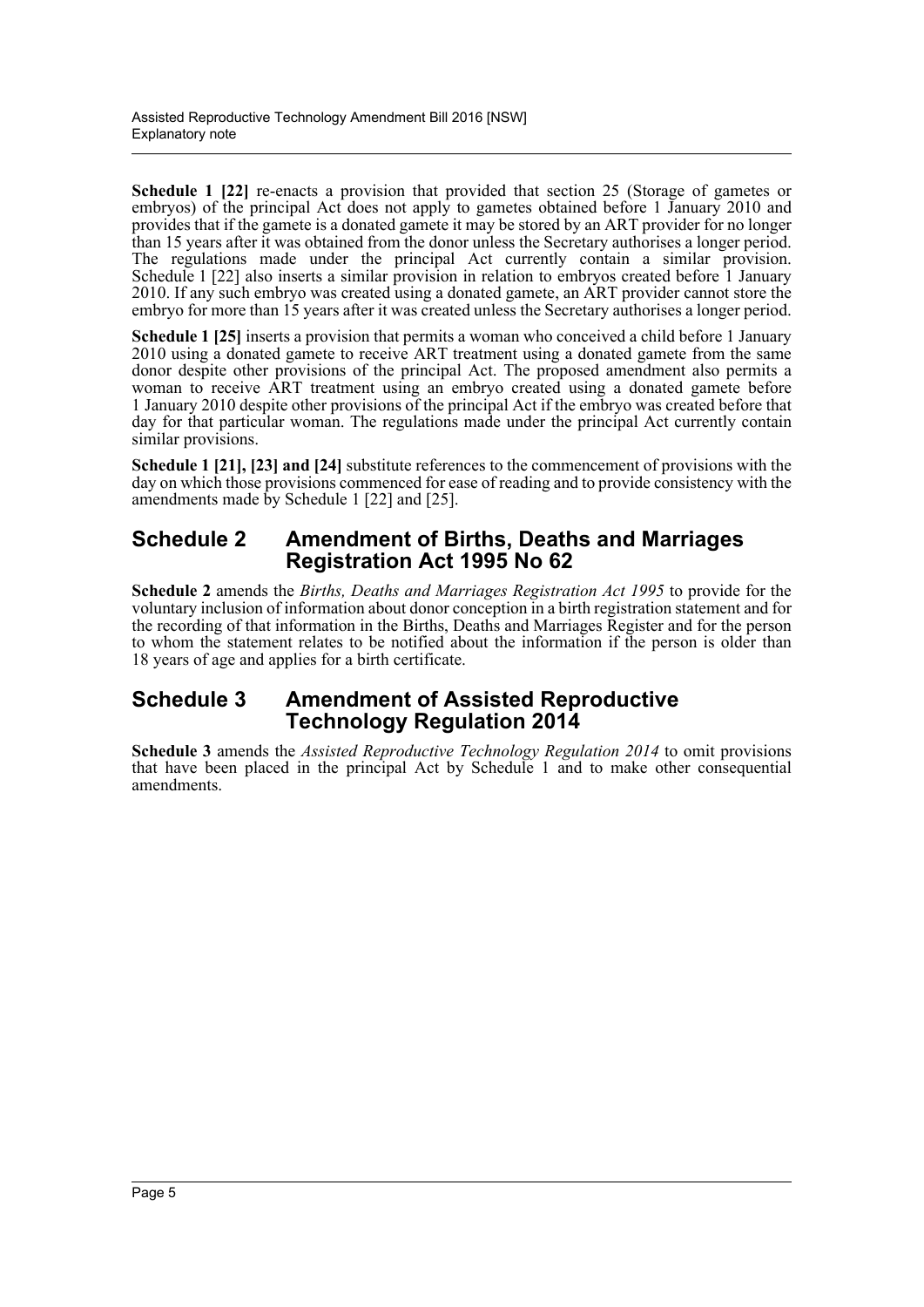**Schedule 1 [22]** re-enacts a provision that provided that section 25 (Storage of gametes or embryos) of the principal Act does not apply to gametes obtained before 1 January 2010 and provides that if the gamete is a donated gamete it may be stored by an ART provider for no longer than 15 years after it was obtained from the donor unless the Secretary authorises a longer period. The regulations made under the principal Act currently contain a similar provision. Schedule 1 [22] also inserts a similar provision in relation to embryos created before 1 January 2010. If any such embryo was created using a donated gamete, an ART provider cannot store the embryo for more than 15 years after it was created unless the Secretary authorises a longer period.

**Schedule 1 [25]** inserts a provision that permits a woman who conceived a child before 1 January 2010 using a donated gamete to receive ART treatment using a donated gamete from the same donor despite other provisions of the principal Act. The proposed amendment also permits a woman to receive ART treatment using an embryo created using a donated gamete before 1 January 2010 despite other provisions of the principal Act if the embryo was created before that day for that particular woman. The regulations made under the principal Act currently contain similar provisions.

**Schedule 1 [21], [23] and [24]** substitute references to the commencement of provisions with the day on which those provisions commenced for ease of reading and to provide consistency with the amendments made by Schedule 1 [22] and [25].

## Schedule 2 Amendment of Births, Deaths and Marriages Registration Act 1995 No 62

**Schedule 2** amends the *Births, Deaths and Marriages Registration Act 1995* to provide for the voluntary inclusion of information about donor conception in a birth registration statement and for the recording of that information in the Births, Deaths and Marriages Register and for the person to whom the statement relates to be notified about the information if the person is older than 18 years of age and applies for a birth certificate.

## Schedule 3 Amendment of Assisted Reproductive Technology Regulation 2014

**Schedule 3** amends the *Assisted Reproductive Technology Regulation 2014* to omit provisions that have been placed in the principal Act by Schedule 1 and to make other consequential amendments.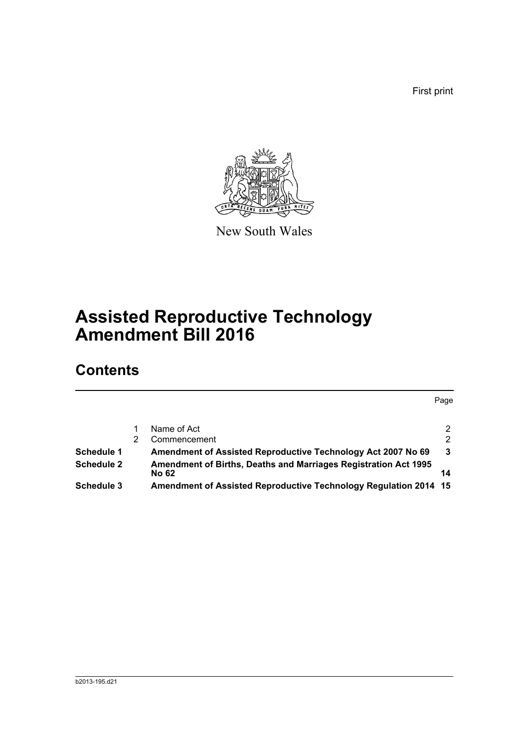First print

New South Wales

# Assisted Reproductive Technology Amendment Bill 2016

## Contents

| | | | Page |
|---|---|---|---|
| | 1 | Name of Act | 2 |
| | 2 | Commencement | 2 |
| **Schedule 1** | | **Amendment of Assisted Reproductive Technology Act 2007 No 69** | **3** |
| **Schedule 2** | | **Amendment of Births, Deaths and Marriages Registration Act 1995 No 62** | **14** |
| **Schedule 3** | | **Amendment of Assisted Reproductive Technology Regulation 2014** | **15** |

b2013-195.d21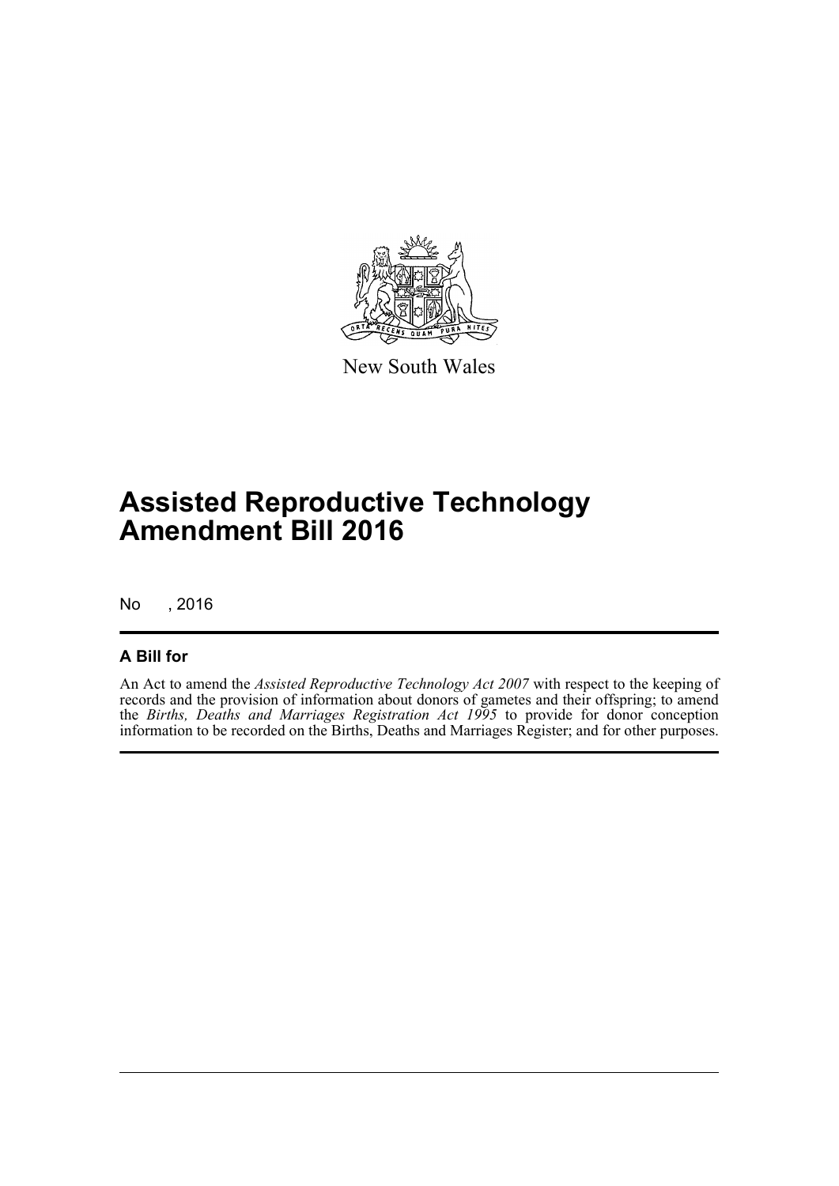New South Wales

# Assisted Reproductive Technology Amendment Bill 2016

No , 2016

## A Bill for

An Act to amend the *Assisted Reproductive Technology Act 2007* with respect to the keeping of records and the provision of information about donors of gametes and their offspring; to amend the *Births, Deaths and Marriages Registration Act 1995* to provide for donor conception information to be recorded on the Births, Deaths and Marriages Register; and for other purposes.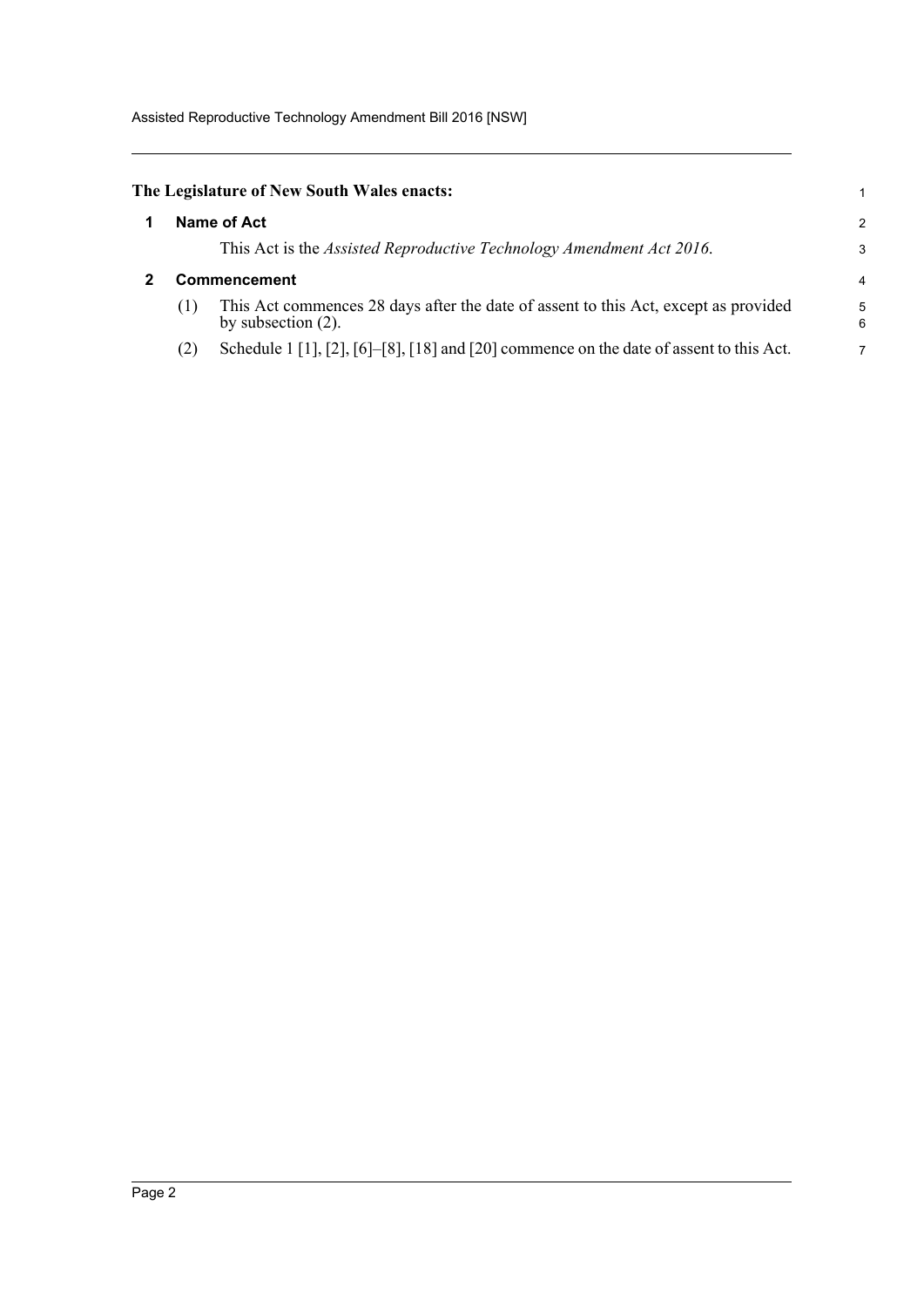**The Legislature of New South Wales enacts:**

## 1 Name of Act

This Act is the *Assisted Reproductive Technology Amendment Act 2016*.

## 2 Commencement

(1) This Act commences 28 days after the date of assent to this Act, except as provided by subsection (2).

(2) Schedule 1 [1], [2], [6]–[8], [18] and [20] commence on the date of assent to this Act.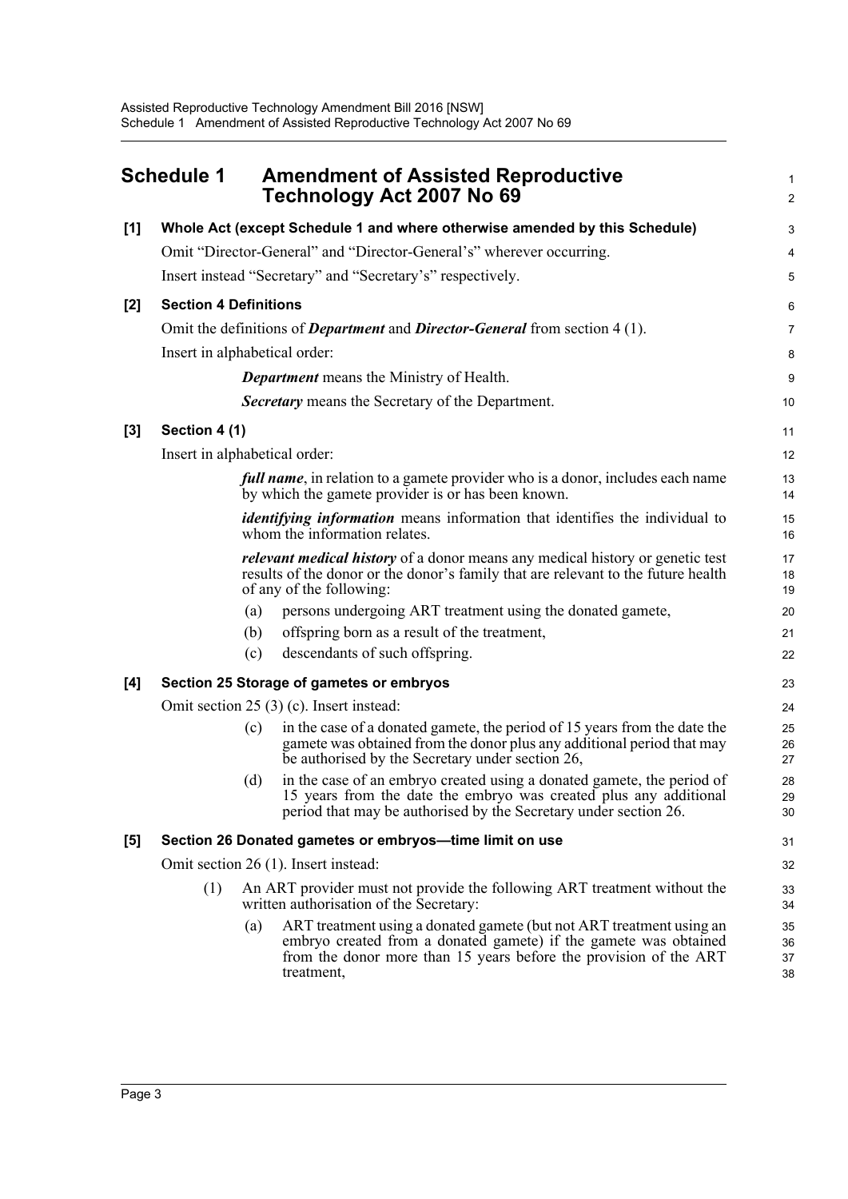## Schedule 1 Amendment of Assisted Reproductive Technology Act 2007 No 69

**[1] Whole Act (except Schedule 1 and where otherwise amended by this Schedule)**

Omit "Director-General" and "Director-General's" wherever occurring.

Insert instead "Secretary" and "Secretary's" respectively.

**[2] Section 4 Definitions**

Omit the definitions of ***Department*** and ***Director-General*** from section 4 (1).

Insert in alphabetical order:

> ***Department*** means the Ministry of Health.
>
> ***Secretary*** means the Secretary of the Department.

**[3] Section 4 (1)**

Insert in alphabetical order:

> ***full name***, in relation to a gamete provider who is a donor, includes each name by which the gamete provider is or has been known.
>
> ***identifying information*** means information that identifies the individual to whom the information relates.
>
> ***relevant medical history*** of a donor means any medical history or genetic test results of the donor or the donor's family that are relevant to the future health of any of the following:
>
> (a) persons undergoing ART treatment using the donated gamete,
>
> (b) offspring born as a result of the treatment,
>
> (c) descendants of such offspring.

**[4] Section 25 Storage of gametes or embryos**

Omit section 25 (3) (c). Insert instead:

> (c) in the case of a donated gamete, the period of 15 years from the date the gamete was obtained from the donor plus any additional period that may be authorised by the Secretary under section 26,
>
> (d) in the case of an embryo created using a donated gamete, the period of 15 years from the date the embryo was created plus any additional period that may be authorised by the Secretary under section 26.

**[5] Section 26 Donated gametes or embryos—time limit on use**

Omit section 26 (1). Insert instead:

> (1) An ART provider must not provide the following ART treatment without the written authorisation of the Secretary:
>
> (a) ART treatment using a donated gamete (but not ART treatment using an embryo created from a donated gamete) if the gamete was obtained from the donor more than 15 years before the provision of the ART treatment,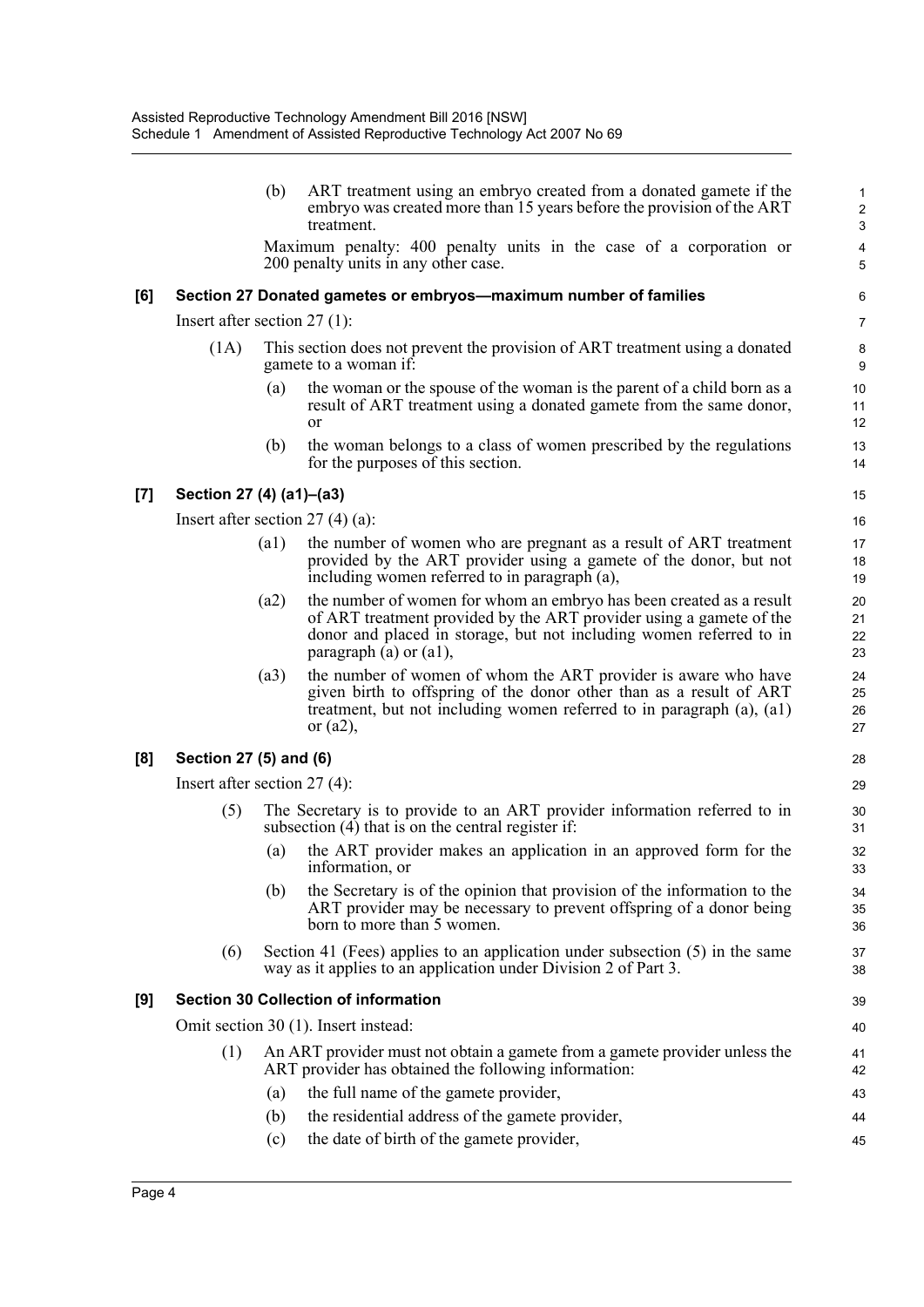(b) ART treatment using an embryo created from a donated gamete if the embryo was created more than 15 years before the provision of the ART treatment.

Maximum penalty: 400 penalty units in the case of a corporation or 200 penalty units in any other case.

### [6] Section 27 Donated gametes or embryos—maximum number of families

Insert after section 27 (1):

(1A) This section does not prevent the provision of ART treatment using a donated gamete to a woman if:

(a) the woman or the spouse of the woman is the parent of a child born as a result of ART treatment using a donated gamete from the same donor, or

(b) the woman belongs to a class of women prescribed by the regulations for the purposes of this section.

### [7] Section 27 (4) (a1)–(a3)

Insert after section 27 (4) (a):

(a1) the number of women who are pregnant as a result of ART treatment provided by the ART provider using a gamete of the donor, but not including women referred to in paragraph (a),

(a2) the number of women for whom an embryo has been created as a result of ART treatment provided by the ART provider using a gamete of the donor and placed in storage, but not including women referred to in paragraph (a) or (a1),

(a3) the number of women of whom the ART provider is aware who have given birth to offspring of the donor other than as a result of ART treatment, but not including women referred to in paragraph (a), (a1) or (a2),

### [8] Section 27 (5) and (6)

Insert after section 27 (4):

(5) The Secretary is to provide to an ART provider information referred to in subsection (4) that is on the central register if:

(a) the ART provider makes an application in an approved form for the information, or

(b) the Secretary is of the opinion that provision of the information to the ART provider may be necessary to prevent offspring of a donor being born to more than 5 women.

(6) Section 41 (Fees) applies to an application under subsection (5) in the same way as it applies to an application under Division 2 of Part 3.

### [9] Section 30 Collection of information

Omit section 30 (1). Insert instead:

(1) An ART provider must not obtain a gamete from a gamete provider unless the ART provider has obtained the following information:

(a) the full name of the gamete provider,

(b) the residential address of the gamete provider,

(c) the date of birth of the gamete provider,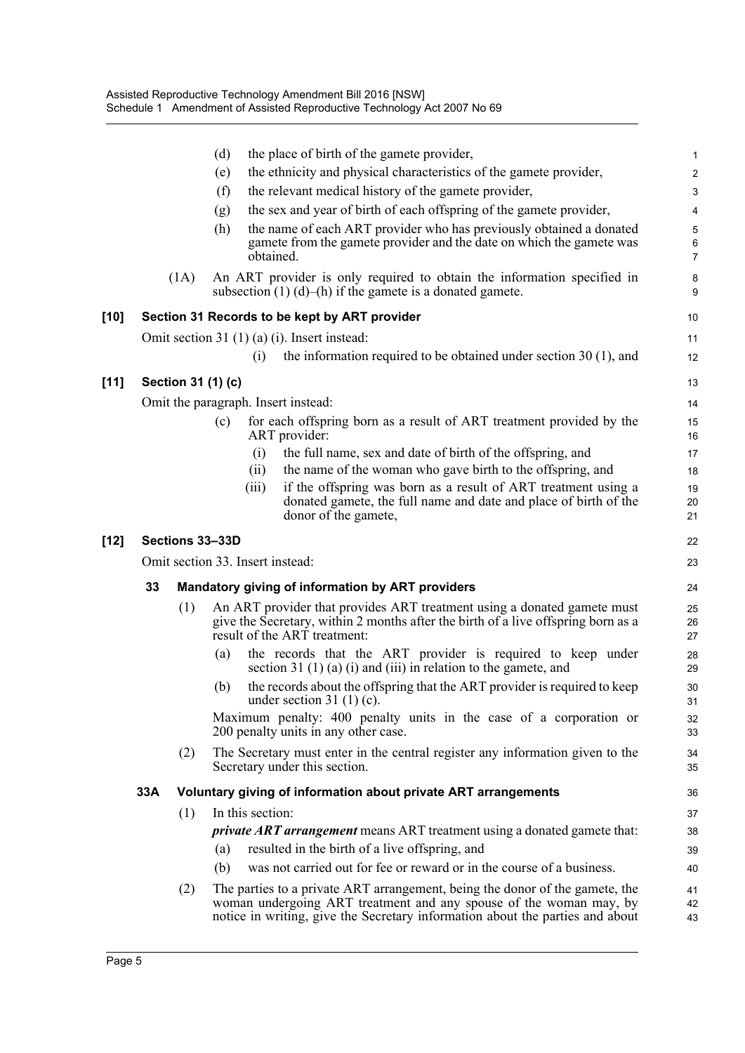(d) the place of birth of the gamete provider,

(e) the ethnicity and physical characteristics of the gamete provider,

(f) the relevant medical history of the gamete provider,

(g) the sex and year of birth of each offspring of the gamete provider,

(h) the name of each ART provider who has previously obtained a donated gamete from the gamete provider and the date on which the gamete was obtained.

(1A) An ART provider is only required to obtain the information specified in subsection (1) (d)–(h) if the gamete is a donated gamete.

**[10] Section 31 Records to be kept by ART provider**

Omit section 31 (1) (a) (i). Insert instead:

(i) the information required to be obtained under section 30 (1), and

**[11] Section 31 (1) (c)**

Omit the paragraph. Insert instead:

(c) for each offspring born as a result of ART treatment provided by the ART provider:

(i) the full name, sex and date of birth of the offspring, and

(ii) the name of the woman who gave birth to the offspring, and

(iii) if the offspring was born as a result of ART treatment using a donated gamete, the full name and date and place of birth of the donor of the gamete,

**[12] Sections 33–33D**

Omit section 33. Insert instead:

**33 Mandatory giving of information by ART providers**

(1) An ART provider that provides ART treatment using a donated gamete must give the Secretary, within 2 months after the birth of a live offspring born as a result of the ART treatment:

(a) the records that the ART provider is required to keep under section 31 (1) (a) (i) and (iii) in relation to the gamete, and

(b) the records about the offspring that the ART provider is required to keep under section 31 (1) (c).

Maximum penalty: 400 penalty units in the case of a corporation or 200 penalty units in any other case.

(2) The Secretary must enter in the central register any information given to the Secretary under this section.

**33A Voluntary giving of information about private ART arrangements**

(1) In this section:

***private ART arrangement*** means ART treatment using a donated gamete that:

(a) resulted in the birth of a live offspring, and

(b) was not carried out for fee or reward or in the course of a business.

(2) The parties to a private ART arrangement, being the donor of the gamete, the woman undergoing ART treatment and any spouse of the woman may, by notice in writing, give the Secretary information about the parties and about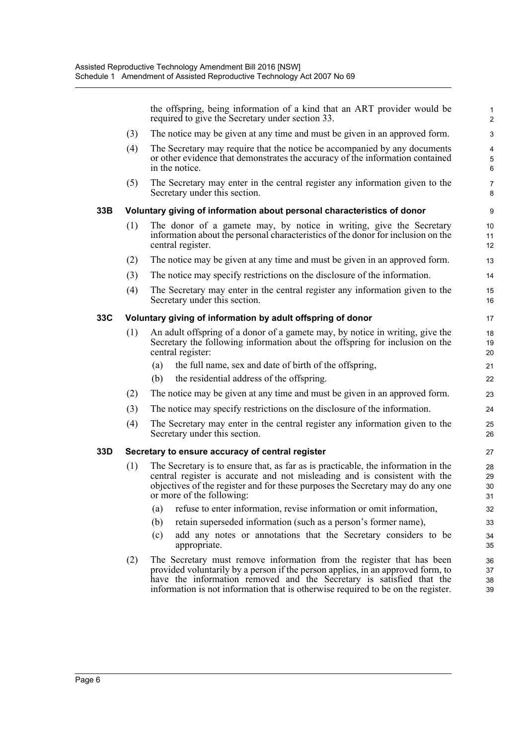the offspring, being information of a kind that an ART provider would be required to give the Secretary under section 33.

(3) The notice may be given at any time and must be given in an approved form.

(4) The Secretary may require that the notice be accompanied by any documents or other evidence that demonstrates the accuracy of the information contained in the notice.

(5) The Secretary may enter in the central register any information given to the Secretary under this section.

### 33B Voluntary giving of information about personal characteristics of donor

(1) The donor of a gamete may, by notice in writing, give the Secretary information about the personal characteristics of the donor for inclusion on the central register.

(2) The notice may be given at any time and must be given in an approved form.

(3) The notice may specify restrictions on the disclosure of the information.

(4) The Secretary may enter in the central register any information given to the Secretary under this section.

### 33C Voluntary giving of information by adult offspring of donor

(1) An adult offspring of a donor of a gamete may, by notice in writing, give the Secretary the following information about the offspring for inclusion on the central register:

(a) the full name, sex and date of birth of the offspring,

(b) the residential address of the offspring.

(2) The notice may be given at any time and must be given in an approved form.

(3) The notice may specify restrictions on the disclosure of the information.

(4) The Secretary may enter in the central register any information given to the Secretary under this section.

### 33D Secretary to ensure accuracy of central register

(1) The Secretary is to ensure that, as far as is practicable, the information in the central register is accurate and not misleading and is consistent with the objectives of the register and for these purposes the Secretary may do any one or more of the following:

(a) refuse to enter information, revise information or omit information,

(b) retain superseded information (such as a person's former name),

(c) add any notes or annotations that the Secretary considers to be appropriate.

(2) The Secretary must remove information from the register that has been provided voluntarily by a person if the person applies, in an approved form, to have the information removed and the Secretary is satisfied that the information is not information that is otherwise required to be on the register.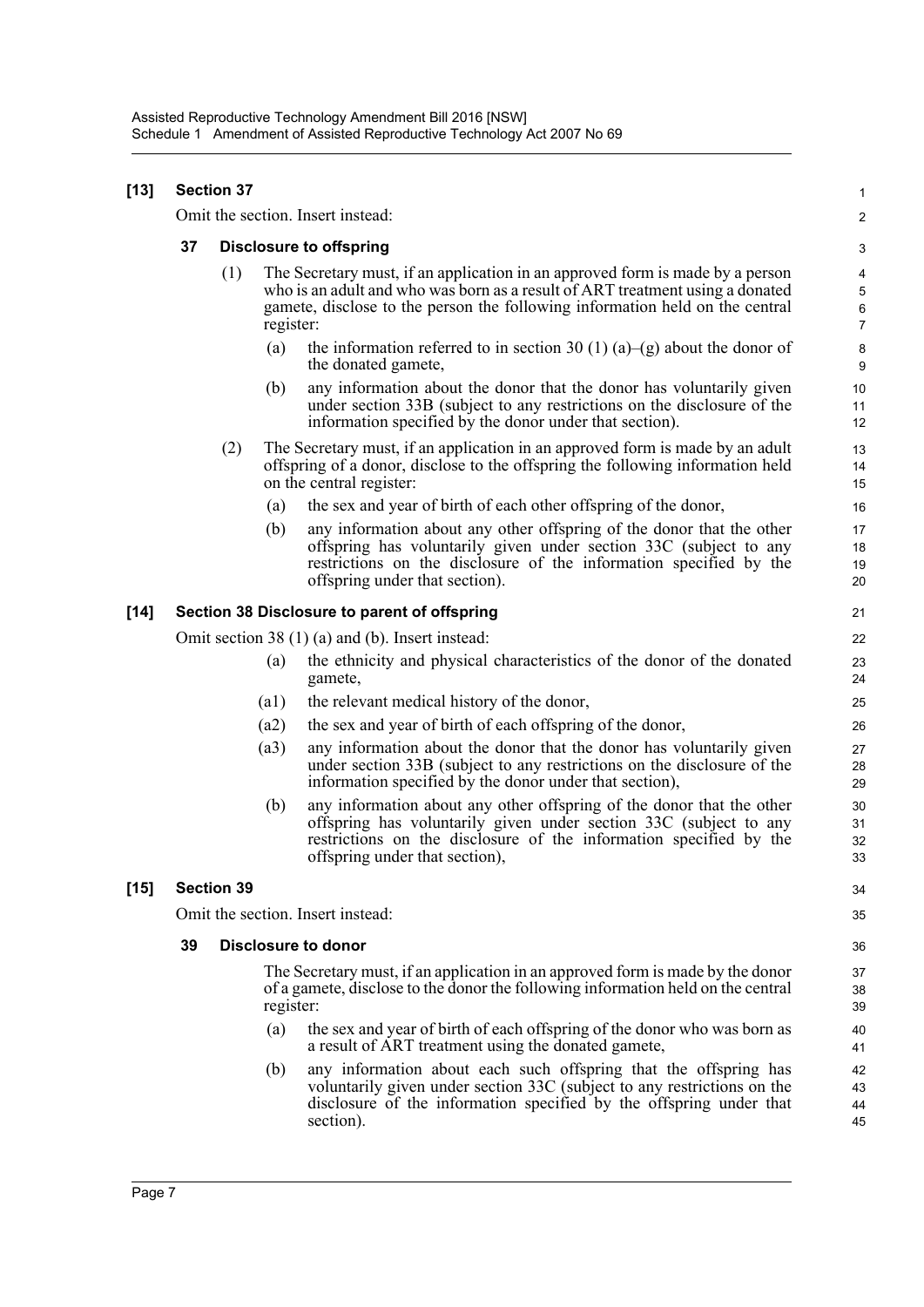**[13] Section 37**

Omit the section. Insert instead:

**37 Disclosure to offspring**

(1) The Secretary must, if an application in an approved form is made by a person who is an adult and who was born as a result of ART treatment using a donated gamete, disclose to the person the following information held on the central register:

(a) the information referred to in section 30 (1) (a)–(g) about the donor of the donated gamete,

(b) any information about the donor that the donor has voluntarily given under section 33B (subject to any restrictions on the disclosure of the information specified by the donor under that section).

(2) The Secretary must, if an application in an approved form is made by an adult offspring of a donor, disclose to the offspring the following information held on the central register:

(a) the sex and year of birth of each other offspring of the donor,

(b) any information about any other offspring of the donor that the other offspring has voluntarily given under section 33C (subject to any restrictions on the disclosure of the information specified by the offspring under that section).

**[14] Section 38 Disclosure to parent of offspring**

Omit section 38 (1) (a) and (b). Insert instead:

(a) the ethnicity and physical characteristics of the donor of the donated gamete,

(a1) the relevant medical history of the donor,

(a2) the sex and year of birth of each offspring of the donor,

(a3) any information about the donor that the donor has voluntarily given under section 33B (subject to any restrictions on the disclosure of the information specified by the donor under that section),

(b) any information about any other offspring of the donor that the other offspring has voluntarily given under section 33C (subject to any restrictions on the disclosure of the information specified by the offspring under that section),

**[15] Section 39**

Omit the section. Insert instead:

**39 Disclosure to donor**

The Secretary must, if an application in an approved form is made by the donor of a gamete, disclose to the donor the following information held on the central register:

(a) the sex and year of birth of each offspring of the donor who was born as a result of ART treatment using the donated gamete,

(b) any information about each such offspring that the offspring has voluntarily given under section 33C (subject to any restrictions on the disclosure of the information specified by the offspring under that section).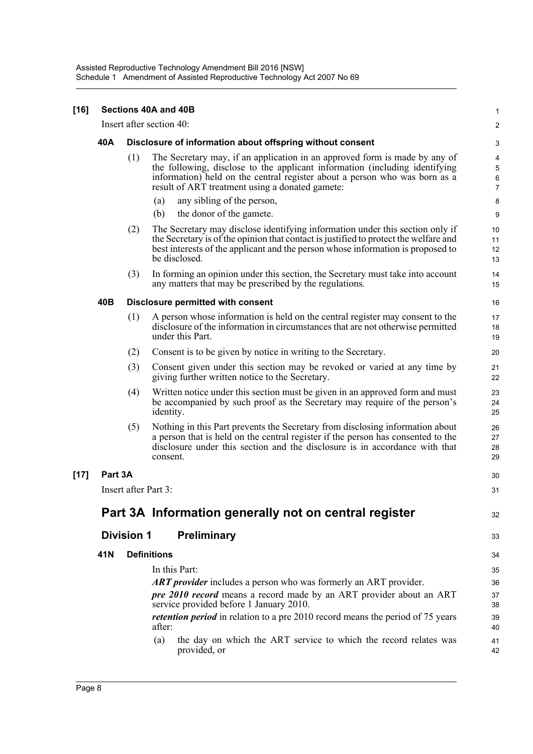**[16] Sections 40A and 40B**

Insert after section 40:

**40A Disclosure of information about offspring without consent**

(1) The Secretary may, if an application in an approved form is made by any of the following, disclose to the applicant information (including identifying information) held on the central register about a person who was born as a result of ART treatment using a donated gamete:

(a) any sibling of the person,

(b) the donor of the gamete.

(2) The Secretary may disclose identifying information under this section only if the Secretary is of the opinion that contact is justified to protect the welfare and best interests of the applicant and the person whose information is proposed to be disclosed.

(3) In forming an opinion under this section, the Secretary must take into account any matters that may be prescribed by the regulations.

**40B Disclosure permitted with consent**

(1) A person whose information is held on the central register may consent to the disclosure of the information in circumstances that are not otherwise permitted under this Part.

(2) Consent is to be given by notice in writing to the Secretary.

(3) Consent given under this section may be revoked or varied at any time by giving further written notice to the Secretary.

(4) Written notice under this section must be given in an approved form and must be accompanied by such proof as the Secretary may require of the person's identity.

(5) Nothing in this Part prevents the Secretary from disclosing information about a person that is held on the central register if the person has consented to the disclosure under this section and the disclosure is in accordance with that consent.

**[17] Part 3A**

Insert after Part 3:

## Part 3A Information generally not on central register

### Division 1 Preliminary

**41N Definitions**

In this Part:

***ART provider*** includes a person who was formerly an ART provider.

***pre 2010 record*** means a record made by an ART provider about an ART service provided before 1 January 2010.

***retention period*** in relation to a pre 2010 record means the period of 75 years after:

(a) the day on which the ART service to which the record relates was provided, or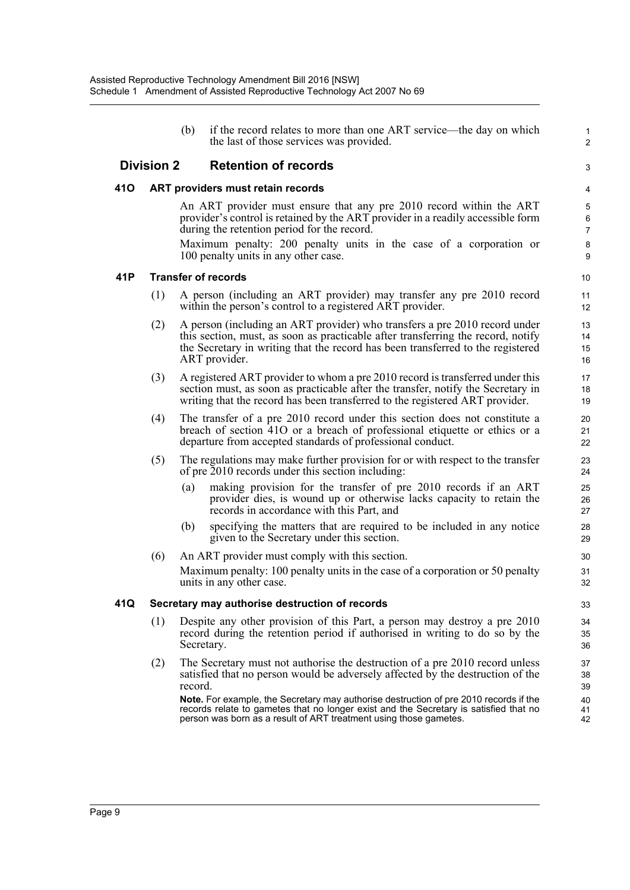(b) if the record relates to more than one ART service—the day on which the last of those services was provided.

## Division 2 Retention of records

### 41O ART providers must retain records

An ART provider must ensure that any pre 2010 record within the ART provider's control is retained by the ART provider in a readily accessible form during the retention period for the record.

Maximum penalty: 200 penalty units in the case of a corporation or 100 penalty units in any other case.

### 41P Transfer of records

(1) A person (including an ART provider) may transfer any pre 2010 record within the person's control to a registered ART provider.

(2) A person (including an ART provider) who transfers a pre 2010 record under this section, must, as soon as practicable after transferring the record, notify the Secretary in writing that the record has been transferred to the registered ART provider.

(3) A registered ART provider to whom a pre 2010 record is transferred under this section must, as soon as practicable after the transfer, notify the Secretary in writing that the record has been transferred to the registered ART provider.

(4) The transfer of a pre 2010 record under this section does not constitute a breach of section 41O or a breach of professional etiquette or ethics or a departure from accepted standards of professional conduct.

(5) The regulations may make further provision for or with respect to the transfer of pre 2010 records under this section including:

(a) making provision for the transfer of pre 2010 records if an ART provider dies, is wound up or otherwise lacks capacity to retain the records in accordance with this Part, and

(b) specifying the matters that are required to be included in any notice given to the Secretary under this section.

(6) An ART provider must comply with this section.

Maximum penalty: 100 penalty units in the case of a corporation or 50 penalty units in any other case.

### 41Q Secretary may authorise destruction of records

(1) Despite any other provision of this Part, a person may destroy a pre 2010 record during the retention period if authorised in writing to do so by the Secretary.

(2) The Secretary must not authorise the destruction of a pre 2010 record unless satisfied that no person would be adversely affected by the destruction of the record.

**Note.** For example, the Secretary may authorise destruction of pre 2010 records if the records relate to gametes that no longer exist and the Secretary is satisfied that no person was born as a result of ART treatment using those gametes.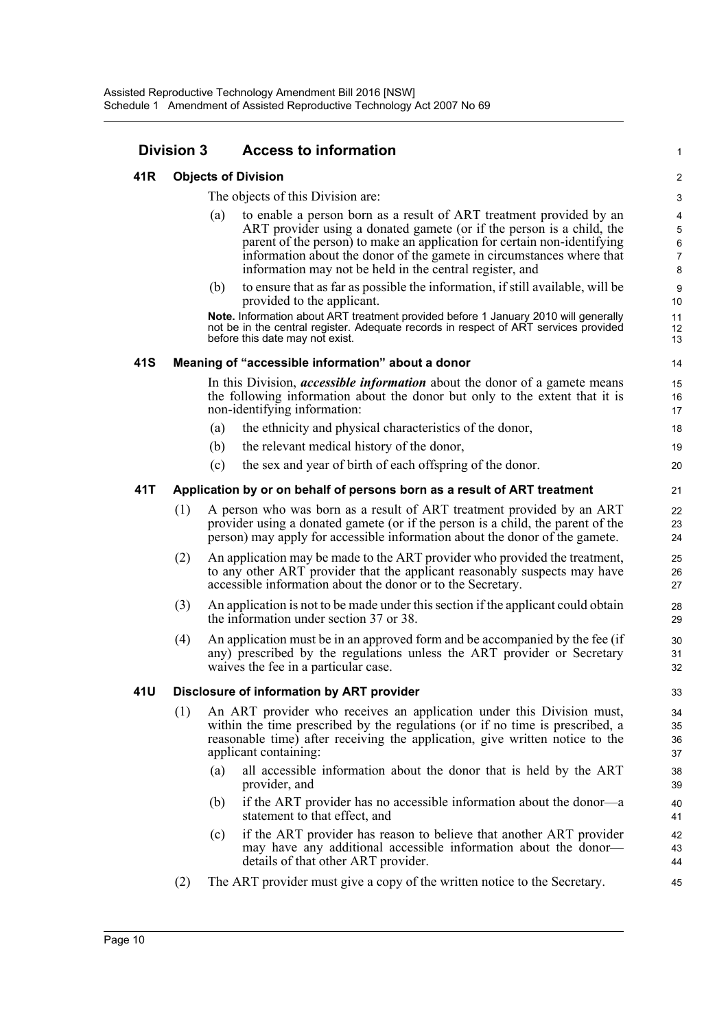## Division 3 Access to information

### 41R Objects of Division

The objects of this Division are:

(a) to enable a person born as a result of ART treatment provided by an ART provider using a donated gamete (or if the person is a child, the parent of the person) to make an application for certain non-identifying information about the donor of the gamete in circumstances where that information may not be held in the central register, and

(b) to ensure that as far as possible the information, if still available, will be provided to the applicant.

**Note.** Information about ART treatment provided before 1 January 2010 will generally not be in the central register. Adequate records in respect of ART services provided before this date may not exist.

### 41S Meaning of "accessible information" about a donor

In this Division, ***accessible information*** about the donor of a gamete means the following information about the donor but only to the extent that it is non-identifying information:

(a) the ethnicity and physical characteristics of the donor,

(b) the relevant medical history of the donor,

(c) the sex and year of birth of each offspring of the donor.

### 41T Application by or on behalf of persons born as a result of ART treatment

(1) A person who was born as a result of ART treatment provided by an ART provider using a donated gamete (or if the person is a child, the parent of the person) may apply for accessible information about the donor of the gamete.

(2) An application may be made to the ART provider who provided the treatment, to any other ART provider that the applicant reasonably suspects may have accessible information about the donor or to the Secretary.

(3) An application is not to be made under this section if the applicant could obtain the information under section 37 or 38.

(4) An application must be in an approved form and be accompanied by the fee (if any) prescribed by the regulations unless the ART provider or Secretary waives the fee in a particular case.

### 41U Disclosure of information by ART provider

(1) An ART provider who receives an application under this Division must, within the time prescribed by the regulations (or if no time is prescribed, a reasonable time) after receiving the application, give written notice to the applicant containing:

(a) all accessible information about the donor that is held by the ART provider, and

(b) if the ART provider has no accessible information about the donor—a statement to that effect, and

(c) if the ART provider has reason to believe that another ART provider may have any additional accessible information about the donor—details of that other ART provider.

(2) The ART provider must give a copy of the written notice to the Secretary.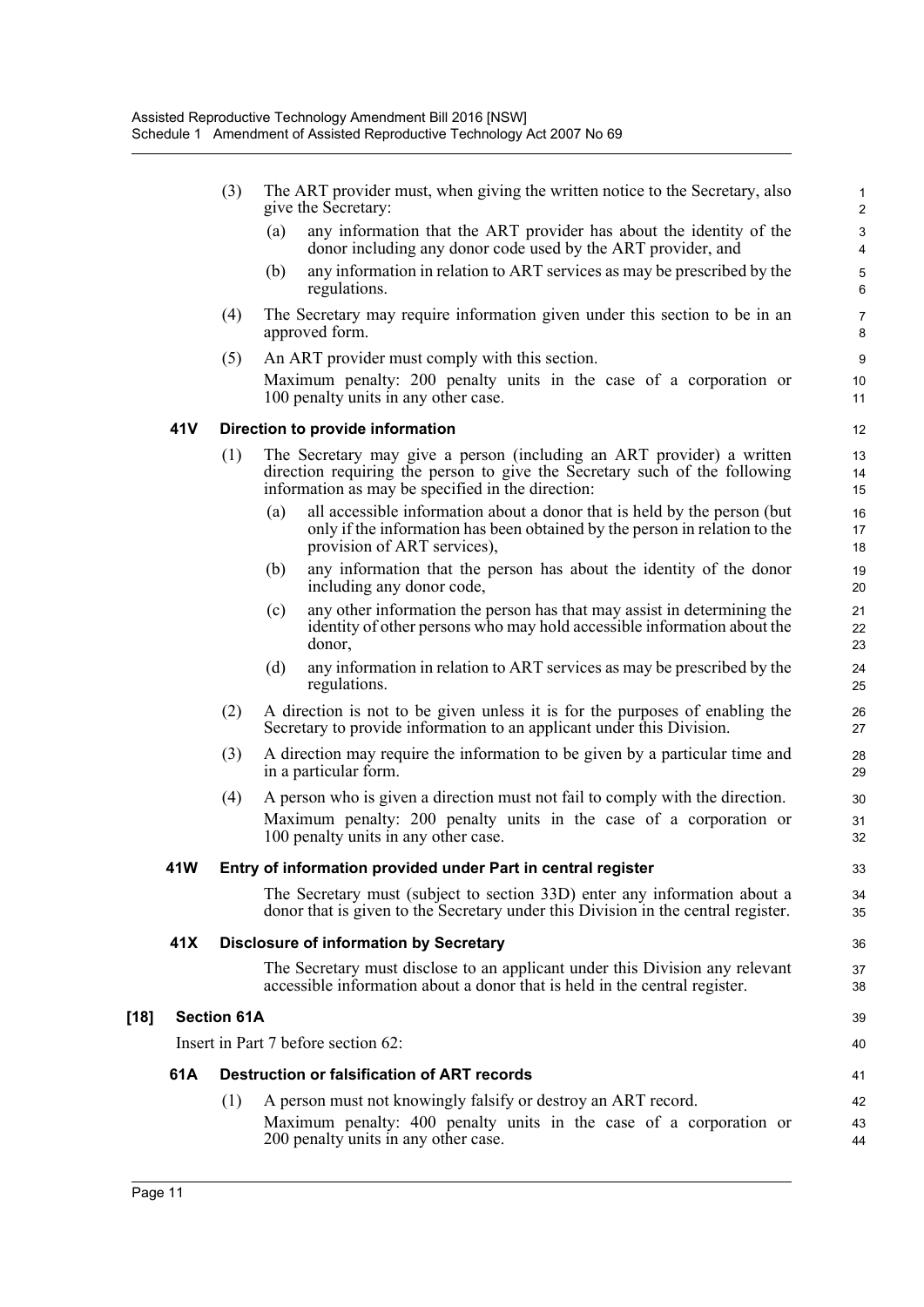(3) The ART provider must, when giving the written notice to the Secretary, also give the Secretary:

(a) any information that the ART provider has about the identity of the donor including any donor code used by the ART provider, and

(b) any information in relation to ART services as may be prescribed by the regulations.

(4) The Secretary may require information given under this section to be in an approved form.

(5) An ART provider must comply with this section.

Maximum penalty: 200 penalty units in the case of a corporation or 100 penalty units in any other case.

### 41V Direction to provide information

(1) The Secretary may give a person (including an ART provider) a written direction requiring the person to give the Secretary such of the following information as may be specified in the direction:

(a) all accessible information about a donor that is held by the person (but only if the information has been obtained by the person in relation to the provision of ART services),

(b) any information that the person has about the identity of the donor including any donor code,

(c) any other information the person has that may assist in determining the identity of other persons who may hold accessible information about the donor,

(d) any information in relation to ART services as may be prescribed by the regulations.

(2) A direction is not to be given unless it is for the purposes of enabling the Secretary to provide information to an applicant under this Division.

(3) A direction may require the information to be given by a particular time and in a particular form.

(4) A person who is given a direction must not fail to comply with the direction.

Maximum penalty: 200 penalty units in the case of a corporation or 100 penalty units in any other case.

### 41W Entry of information provided under Part in central register

The Secretary must (subject to section 33D) enter any information about a donor that is given to the Secretary under this Division in the central register.

### 41X Disclosure of information by Secretary

The Secretary must disclose to an applicant under this Division any relevant accessible information about a donor that is held in the central register.

## [18] Section 61A

Insert in Part 7 before section 62:

### 61A Destruction or falsification of ART records

(1) A person must not knowingly falsify or destroy an ART record.

Maximum penalty: 400 penalty units in the case of a corporation or 200 penalty units in any other case.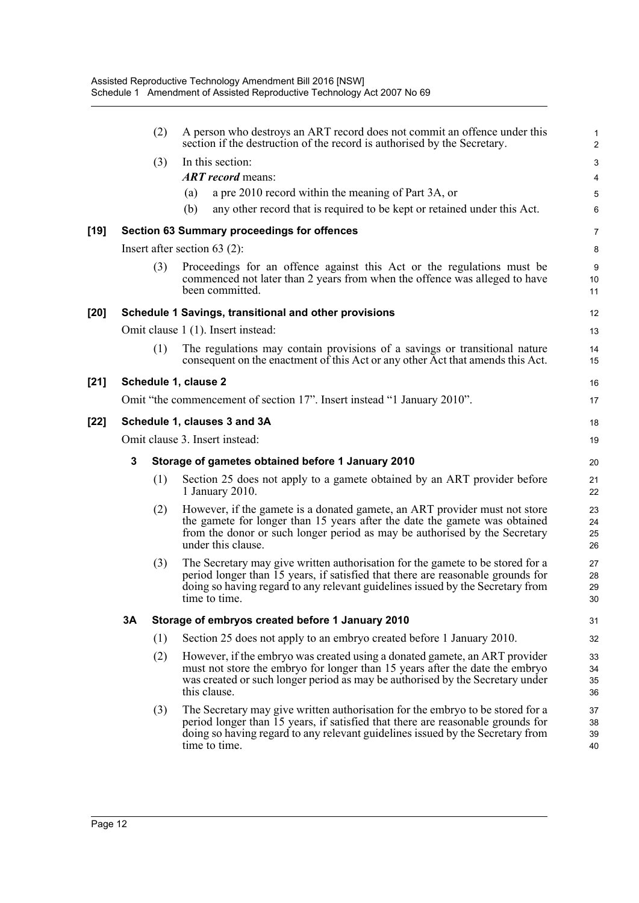(2) A person who destroys an ART record does not commit an offence under this section if the destruction of the record is authorised by the Secretary.

(3) In this section:

***ART record*** means:

(a) a pre 2010 record within the meaning of Part 3A, or

(b) any other record that is required to be kept or retained under this Act.

**[19] Section 63 Summary proceedings for offences**

Insert after section 63 (2):

(3) Proceedings for an offence against this Act or the regulations must be commenced not later than 2 years from when the offence was alleged to have been committed.

**[20] Schedule 1 Savings, transitional and other provisions**

Omit clause 1 (1). Insert instead:

(1) The regulations may contain provisions of a savings or transitional nature consequent on the enactment of this Act or any other Act that amends this Act.

**[21] Schedule 1, clause 2**

Omit "the commencement of section 17". Insert instead "1 January 2010".

**[22] Schedule 1, clauses 3 and 3A**

Omit clause 3. Insert instead:

**3 Storage of gametes obtained before 1 January 2010**

(1) Section 25 does not apply to a gamete obtained by an ART provider before 1 January 2010.

(2) However, if the gamete is a donated gamete, an ART provider must not store the gamete for longer than 15 years after the date the gamete was obtained from the donor or such longer period as may be authorised by the Secretary under this clause.

(3) The Secretary may give written authorisation for the gamete to be stored for a period longer than 15 years, if satisfied that there are reasonable grounds for doing so having regard to any relevant guidelines issued by the Secretary from time to time.

**3A Storage of embryos created before 1 January 2010**

(1) Section 25 does not apply to an embryo created before 1 January 2010.

(2) However, if the embryo was created using a donated gamete, an ART provider must not store the embryo for longer than 15 years after the date the embryo was created or such longer period as may be authorised by the Secretary under this clause.

(3) The Secretary may give written authorisation for the embryo to be stored for a period longer than 15 years, if satisfied that there are reasonable grounds for doing so having regard to any relevant guidelines issued by the Secretary from time to time.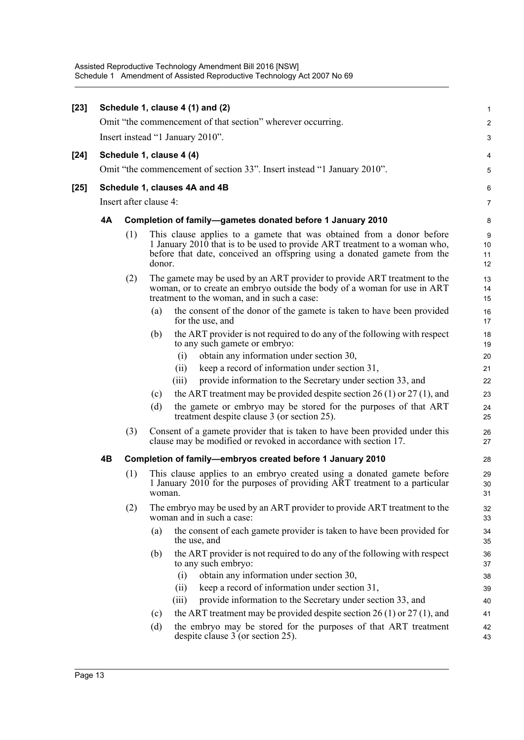**[23] Schedule 1, clause 4 (1) and (2)**

Omit "the commencement of that section" wherever occurring.

Insert instead "1 January 2010".

**[24] Schedule 1, clause 4 (4)**

Omit "the commencement of section 33". Insert instead "1 January 2010".

**[25] Schedule 1, clauses 4A and 4B**

Insert after clause 4:

**4A Completion of family—gametes donated before 1 January 2010**

(1) This clause applies to a gamete that was obtained from a donor before 1 January 2010 that is to be used to provide ART treatment to a woman who, before that date, conceived an offspring using a donated gamete from the donor.

(2) The gamete may be used by an ART provider to provide ART treatment to the woman, or to create an embryo outside the body of a woman for use in ART treatment to the woman, and in such a case:

- (a) the consent of the donor of the gamete is taken to have been provided for the use, and
- (b) the ART provider is not required to do any of the following with respect to any such gamete or embryo:
  - (i) obtain any information under section 30,
  - (ii) keep a record of information under section 31,
  - (iii) provide information to the Secretary under section 33, and
- (c) the ART treatment may be provided despite section 26 (1) or 27 (1), and
- (d) the gamete or embryo may be stored for the purposes of that ART treatment despite clause 3 (or section 25).

(3) Consent of a gamete provider that is taken to have been provided under this clause may be modified or revoked in accordance with section 17.

**4B Completion of family—embryos created before 1 January 2010**

(1) This clause applies to an embryo created using a donated gamete before 1 January 2010 for the purposes of providing ART treatment to a particular woman.

(2) The embryo may be used by an ART provider to provide ART treatment to the woman and in such a case:

- (a) the consent of each gamete provider is taken to have been provided for the use, and
- (b) the ART provider is not required to do any of the following with respect to any such embryo:
  - (i) obtain any information under section 30,
  - (ii) keep a record of information under section 31,
  - (iii) provide information to the Secretary under section 33, and
- (c) the ART treatment may be provided despite section 26 (1) or 27 (1), and
- (d) the embryo may be stored for the purposes of that ART treatment despite clause 3 (or section 25).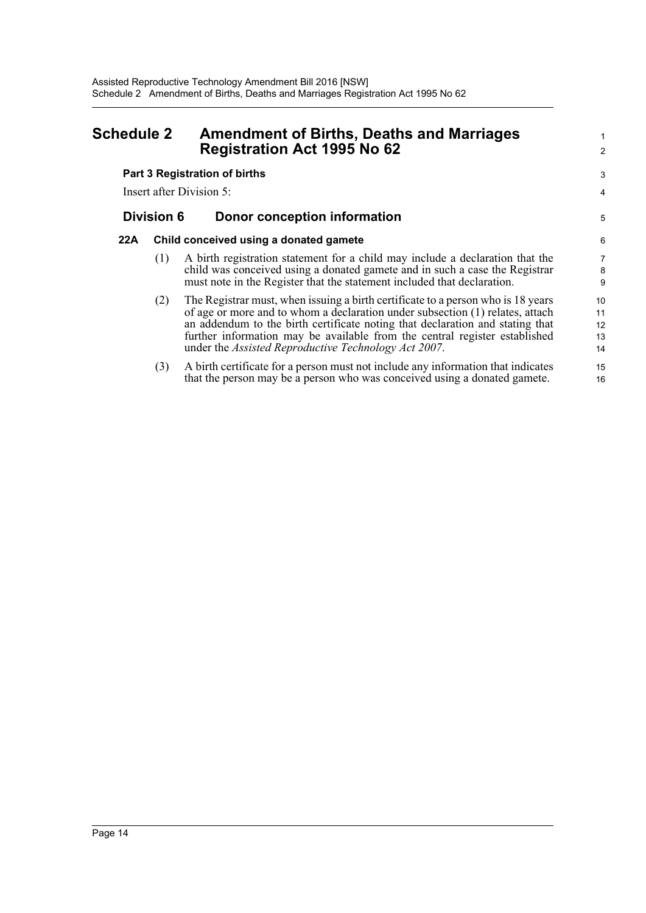# Schedule 2 Amendment of Births, Deaths and Marriages Registration Act 1995 No 62

**Part 3 Registration of births**

Insert after Division 5:

## Division 6 Donor conception information

### 22A Child conceived using a donated gamete

(1) A birth registration statement for a child may include a declaration that the child was conceived using a donated gamete and in such a case the Registrar must note in the Register that the statement included that declaration.

(2) The Registrar must, when issuing a birth certificate to a person who is 18 years of age or more and to whom a declaration under subsection (1) relates, attach an addendum to the birth certificate noting that declaration and stating that further information may be available from the central register established under the *Assisted Reproductive Technology Act 2007*.

(3) A birth certificate for a person must not include any information that indicates that the person may be a person who was conceived using a donated gamete.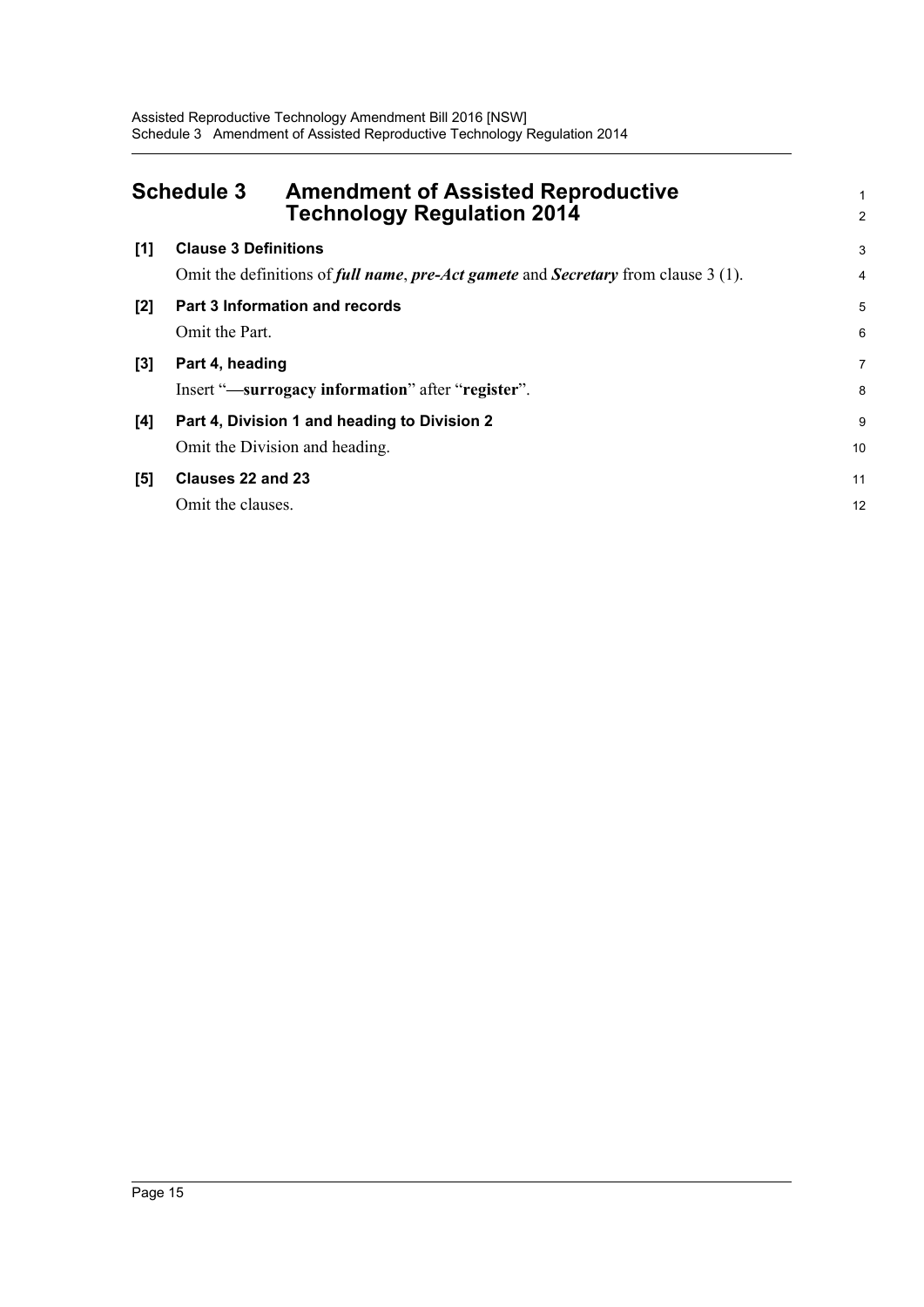# Schedule 3 Amendment of Assisted Reproductive Technology Regulation 2014

**[1] Clause 3 Definitions**

Omit the definitions of ***full name***, ***pre-Act gamete*** and ***Secretary*** from clause 3 (1).

**[2] Part 3 Information and records**

Omit the Part.

**[3] Part 4, heading**

Insert "**—surrogacy information**" after "**register**".

**[4] Part 4, Division 1 and heading to Division 2**

Omit the Division and heading.

**[5] Clauses 22 and 23**

Omit the clauses.